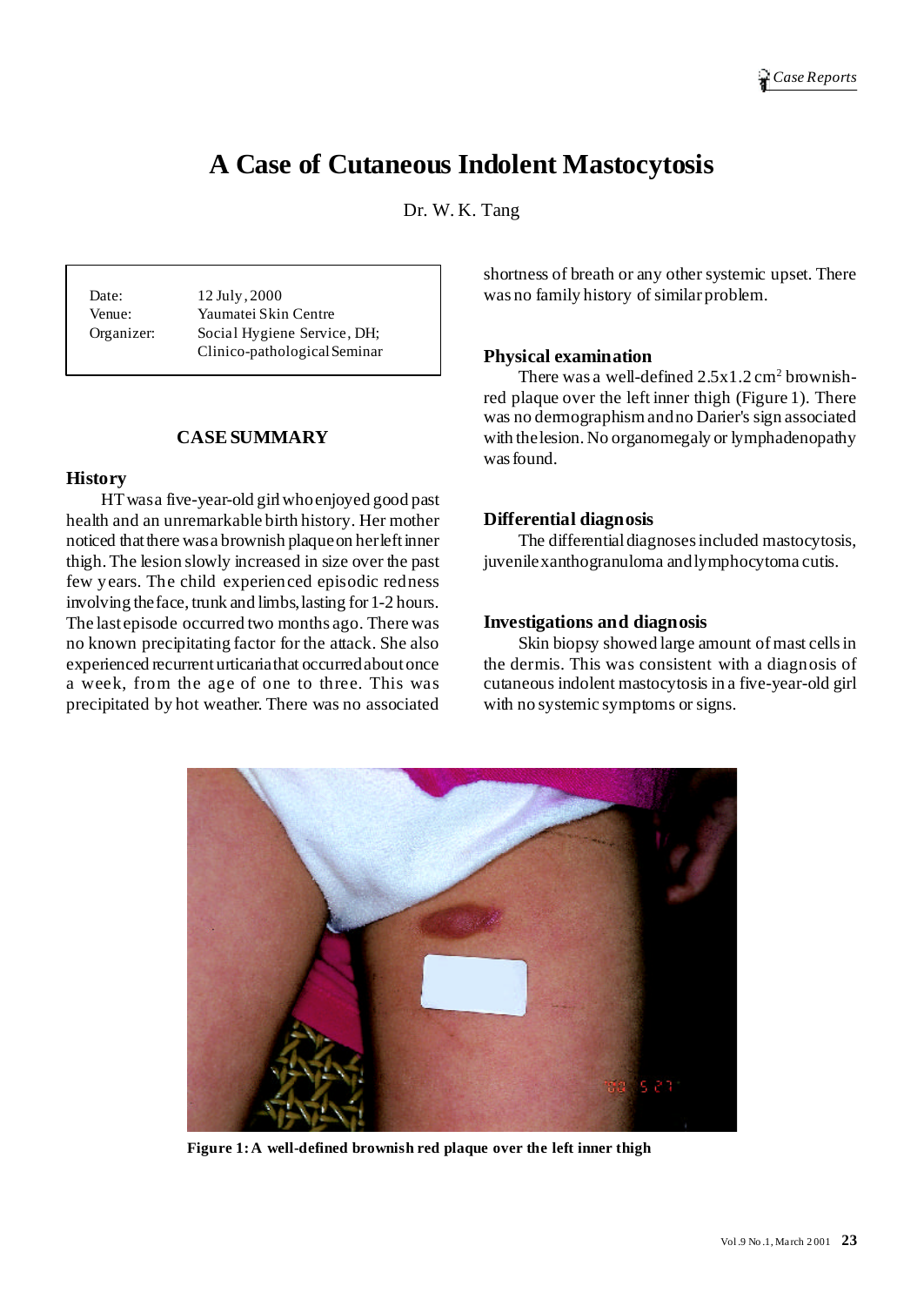# A Case of Cutaneous Indolent Mastocytosis

Dr. W. K. Tang

| | |
|---|---|
| Date: | 12 July, 2000 |
| Venue: | Yaumatei Skin Centre |
| Organizer: | Social Hygiene Service, DH; Clinico-pathological Seminar |

## CASE SUMMARY

### History

HT was a five-year-old girl who enjoyed good past health and an unremarkable birth history. Her mother noticed that there was a brownish plaque on her left inner thigh. The lesion slowly increased in size over the past few years. The child experienced episodic redness involving the face, trunk and limbs, lasting for 1-2 hours. The last episode occurred two months ago. There was no known precipitating factor for the attack. She also experienced recurrent urticaria that occurred about once a week, from the age of one to three. This was precipitated by hot weather. There was no associated shortness of breath or any other systemic upset. There was no family history of similar problem.

### Physical examination

There was a well-defined 2.5x1.2 $cm^2$ brownish-red plaque over the left inner thigh (Figure 1). There was no dermographism and no Darier's sign associated with the lesion. No organomegaly or lymphadenopathy was found.

### Differential diagnosis

The differential diagnoses included mastocytosis, juvenile xanthogranuloma and lymphocytoma cutis.

### Investigations and diagnosis

Skin biopsy showed large amount of mast cells in the dermis. This was consistent with a diagnosis of cutaneous indolent mastocytosis in a five-year-old girl with no systemic symptoms or signs.

**Figure 1: A well-defined brownish red plaque over the left inner thigh**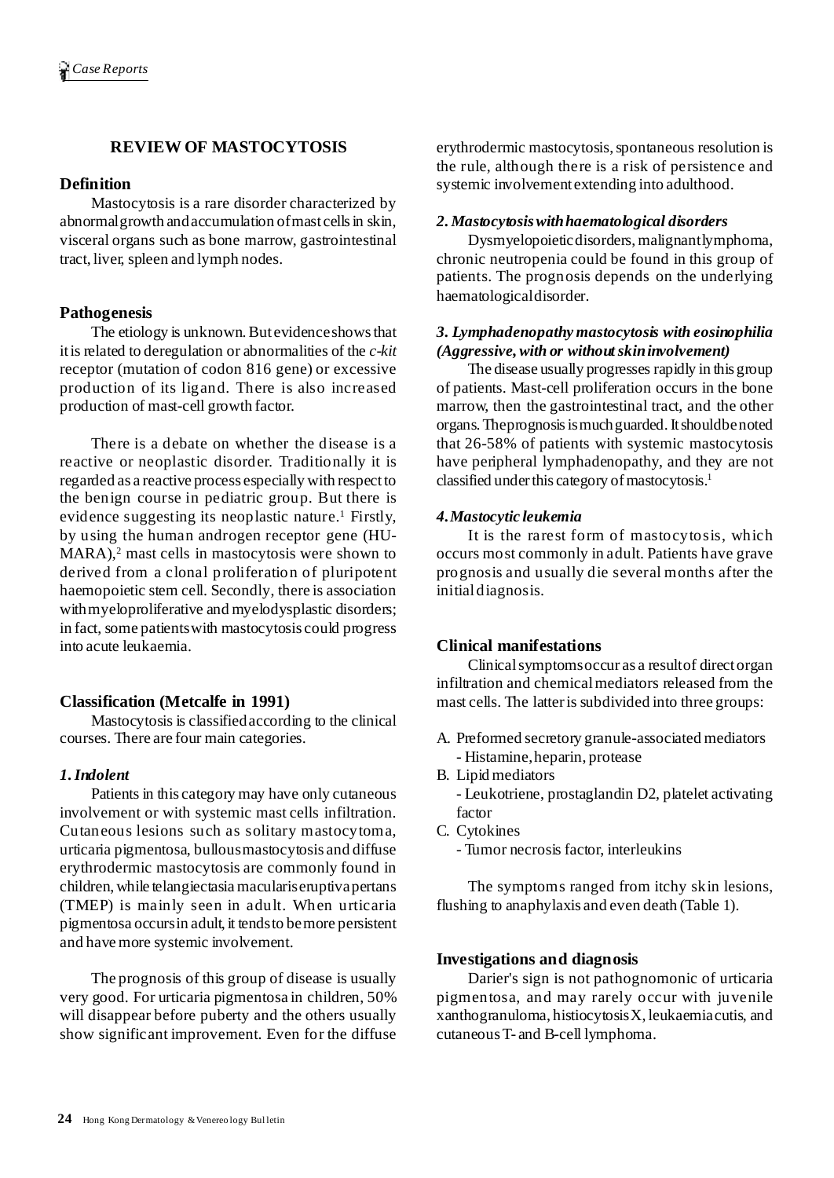## REVIEW OF MASTOCYTOSIS

### Definition

Mastocytosis is a rare disorder characterized by abnormal growth and accumulation of mast cells in skin, visceral organs such as bone marrow, gastrointestinal tract, liver, spleen and lymph nodes.

### Pathogenesis

The etiology is unknown. But evidence shows that it is related to deregulation or abnormalities of the *c-kit* receptor (mutation of codon 816 gene) or excessive production of its ligand. There is also increased production of mast-cell growth factor.

There is a debate on whether the disease is a reactive or neoplastic disorder. Traditionally it is regarded as a reactive process especially with respect to the benign course in pediatric group. But there is evidence suggesting its neoplastic nature.[1] Firstly, by using the human androgen receptor gene (HUMARA),[2] mast cells in mastocytosis were shown to derived from a clonal proliferation of pluripotent haemopoietic stem cell. Secondly, there is association with myeloproliferative and myelodysplastic disorders; in fact, some patients with mastocytosis could progress into acute leukaemia.

### Classification (Metcalfe in 1991)

Mastocytosis is classified according to the clinical courses. There are four main categories.

#### *1. Indolent*

Patients in this category may have only cutaneous involvement or with systemic mast cells infiltration. Cutaneous lesions such as solitary mastocytoma, urticaria pigmentosa, bullous mastocytosis and diffuse erythrodermic mastocytosis are commonly found in children, while telangiectasia macularis eruptiva pertans (TMEP) is mainly seen in adult. When urticaria pigmentosa occurs in adult, it tends to be more persistent and have more systemic involvement.

The prognosis of this group of disease is usually very good. For urticaria pigmentosa in children, 50% will disappear before puberty and the others usually show significant improvement. Even for the diffuse erythrodermic mastocytosis, spontaneous resolution is the rule, although there is a risk of persistence and systemic involvement extending into adulthood.

#### *2. Mastocytosis with haematological disorders*

Dysmyelopoietic disorders, malignant lymphoma, chronic neutropenia could be found in this group of patients. The prognosis depends on the underlying haematological disorder.

#### *3. Lymphadenopathy mastocytosis with eosinophilia (Aggressive, with or without skin involvement)*

The disease usually progresses rapidly in this group of patients. Mast-cell proliferation occurs in the bone marrow, then the gastrointestinal tract, and the other organs. The prognosis is much guarded. It should be noted that 26-58% of patients with systemic mastocytosis have peripheral lymphadenopathy, and they are not classified under this category of mastocytosis.[1]

#### *4. Mastocytic leukemia*

It is the rarest form of mastocytosis, which occurs most commonly in adult. Patients have grave prognosis and usually die several months after the initial diagnosis.

### Clinical manifestations

Clinical symptoms occur as a result of direct organ infiltration and chemical mediators released from the mast cells. The latter is subdivided into three groups:

A. Preformed secretory granule-associated mediators
   - Histamine, heparin, protease

B. Lipid mediators
   - Leukotriene, prostaglandin D2, platelet activating factor

C. Cytokines
   - Tumor necrosis factor, interleukins

The symptoms ranged from itchy skin lesions, flushing to anaphylaxis and even death (Table 1).

### Investigations and diagnosis

Darier's sign is not pathognomonic of urticaria pigmentosa, and may rarely occur with juvenile xanthogranuloma, histiocytosis X, leukaemia cutis, and cutaneous T- and B-cell lymphoma.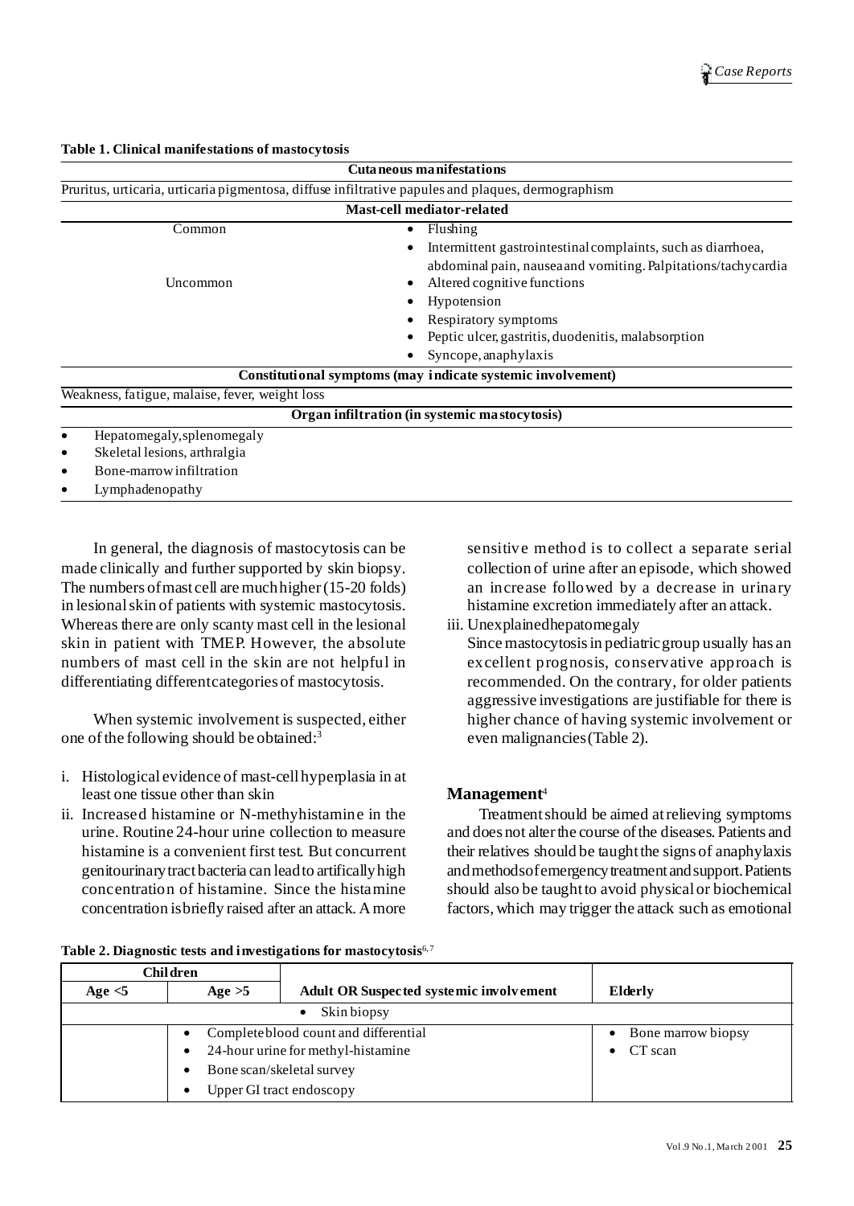**Table 1. Clinical manifestations of mastocytosis**

| **Cutaneous manifestations** | |
|---|---|
| Pruritus, urticaria, urticaria pigmentosa, diffuse infiltrative papules and plaques, dermographism | |
| **Mast-cell mediator-related** | |
| Common | • Flushing<br>• Intermittent gastrointestinal complaints, such as diarrhoea, abdominal pain, nausea and vomiting. Palpitations/tachycardia |
| Uncommon | • Altered cognitive functions<br>• Hypotension<br>• Respiratory symptoms<br>• Peptic ulcer, gastritis, duodenitis, malabsorption<br>• Syncope, anaphylaxis |
| **Constitutional symptoms (may indicate systemic involvement)** | |
| Weakness, fatigue, malaise, fever, weight loss | |
| **Organ infiltration (in systemic mastocytosis)** | |
| • Hepatomegaly, splenomegaly<br>• Skeletal lesions, arthralgia<br>• Bone-marrow infiltration<br>• Lymphadenopathy | |

In general, the diagnosis of mastocytosis can be made clinically and further supported by skin biopsy. The numbers of mast cell are much higher (15-20 folds) in lesional skin of patients with systemic mastocytosis. Whereas there are only scanty mast cell in the lesional skin in patient with TMEP. However, the absolute numbers of mast cell in the skin are not helpful in differentiating different categories of mastocytosis.

When systemic involvement is suspected, either one of the following should be obtained:[3]

i. Histological evidence of mast-cell hyperplasia in at least one tissue other than skin
ii. Increased histamine or N-methyhistamine in the urine. Routine 24-hour urine collection to measure histamine is a convenient first test. But concurrent genitourinary tract bacteria can lead to artificially high concentration of histamine. Since the histamine concentration is briefly raised after an attack. A more sensitive method is to collect a separate serial collection of urine after an episode, which showed an increase followed by a decrease in urinary histamine excretion immediately after an attack.
iii. Unexplained hepatomegaly

Since mastocytosis in pediatric group usually has an excellent prognosis, conservative approach is recommended. On the contrary, for older patients aggressive investigations are justifiable for there is higher chance of having systemic involvement or even malignancies (Table 2).

## Management[4]

Treatment should be aimed at relieving symptoms and does not alter the course of the diseases. Patients and their relatives should be taught the signs of anaphylaxis and methods of emergency treatment and support. Patients should also be taught to avoid physical or biochemical factors, which may trigger the attack such as emotional

**Table 2. Diagnostic tests and investigations for mastocytosis**[6,7]

| Children | | | |
|---|---|---|---|
| Age <5 | Age >5 | Adult OR Suspected systemic involvement | Elderly |
| • Skin biopsy | | | |
| | • Complete blood count and differential<br>• 24-hour urine for methyl-histamine<br>• Bone scan/skeletal survey<br>• Upper GI tract endoscopy | | • Bone marrow biopsy<br>• CT scan |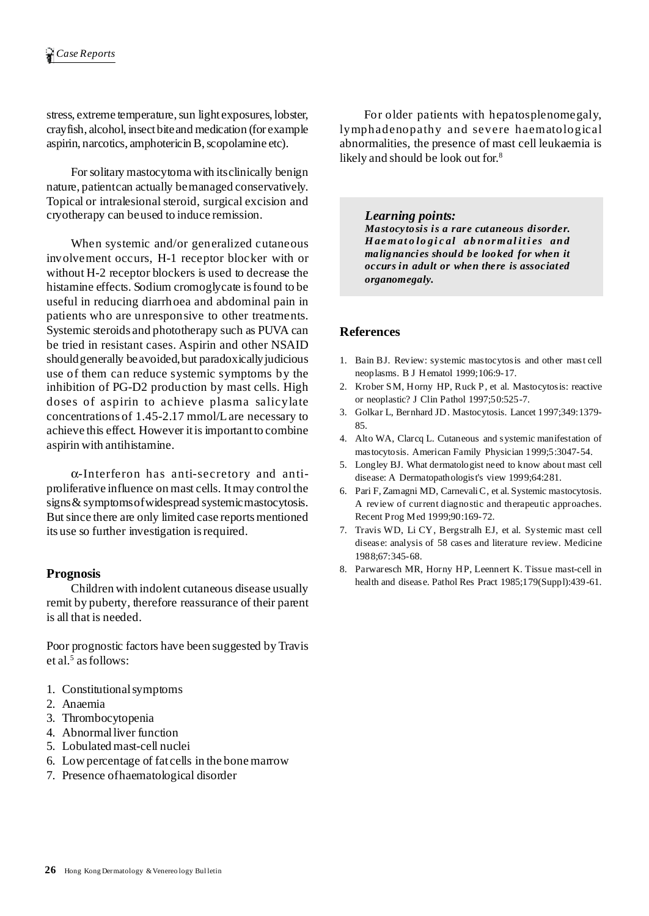stress, extreme temperature, sun light exposures, lobster, crayfish, alcohol, insect bite and medication (for example aspirin, narcotics, amphotericin B, scopolamine etc).

For solitary mastocytoma with its clinically benign nature, patient can actually be managed conservatively. Topical or intralesional steroid, surgical excision and cryotherapy can be used to induce remission.

When systemic and/or generalized cutaneous involvement occurs, H-1 receptor blocker with or without H-2 receptor blockers is used to decrease the histamine effects. Sodium cromoglycate is found to be useful in reducing diarrhoea and abdominal pain in patients who are unresponsive to other treatments. Systemic steroids and phototherapy such as PUVA can be tried in resistant cases. Aspirin and other NSAID should generally be avoided, but paradoxically judicious use of them can reduce systemic symptoms by the inhibition of PG-D2 production by mast cells. High doses of aspirin to achieve plasma salicylate concentrations of 1.45-2.17 mmol/L are necessary to achieve this effect. However it is important to combine aspirin with antihistamine.

$\alpha$-Interferon has anti-secretory and anti-proliferative influence on mast cells. It may control the signs & symptoms of widespread systemic mastocytosis. But since there are only limited case reports mentioned its use so further investigation is required.

## Prognosis

Children with indolent cutaneous disease usually remit by puberty, therefore reassurance of their parent is all that is needed.

Poor prognostic factors have been suggested by Travis et al.[5] as follows:

1. Constitutional symptoms
2. Anaemia
3. Thrombocytopenia
4. Abnormal liver function
5. Lobulated mast-cell nuclei
6. Low percentage of fat cells in the bone marrow
7. Presence of haematological disorder

For older patients with hepatosplenomegaly, lymphadenopathy and severe haematological abnormalities, the presence of mast cell leukaemia is likely and should be look out for.[8]

> ***Learning points:***
> ***Mastocytosis is a rare cutaneous disorder. Haematological abnormalities and malignancies should be looked for when it occurs in adult or when there is associated organomegaly.***

## References

1. Bain BJ. Review: systemic mastocytosis and other mast cell neoplasms. B J Hematol 1999;106:9-17.
2. Krober SM, Horny HP, Ruck P, et al. Mastocytosis: reactive or neoplastic? J Clin Pathol 1997;50:525-7.
3. Golkar L, Bernhard JD. Mastocytosis. Lancet 1997;349:1379-85.
4. Alto WA, Clarcq L. Cutaneous and systemic manifestation of mastocytosis. American Family Physician 1999;5:3047-54.
5. Longley BJ. What dermatologist need to know about mast cell disease: A Dermatopathologist's view 1999;64:281.
6. Pari F, Zamagni MD, Carnevali C, et al. Systemic mastocytosis. A review of current diagnostic and therapeutic approaches. Recent Prog Med 1999;90:169-72.
7. Travis WD, Li CY, Bergstralh EJ, et al. Systemic mast cell disease: analysis of 58 cases and literature review. Medicine 1988;67:345-68.
8. Parwaresch MR, Horny HP, Leennert K. Tissue mast-cell in health and disease. Pathol Res Pract 1985;179(Suppl):439-61.